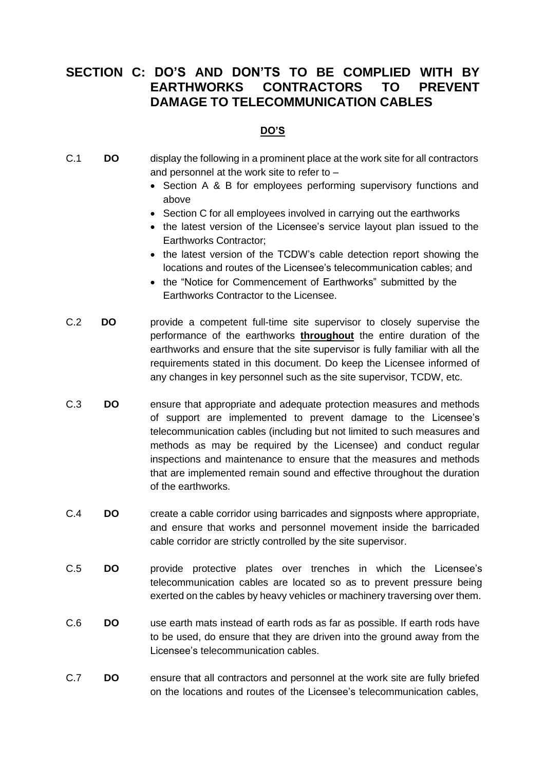# SECTION C: DO'S AND DON'TS TO BE COMPLIED WITH BY EARTHWORKS CONTRACTORS TO PREVENT DAMAGE TO TELECOMMUNICATION CABLES

## DO'S

C.1 **DO** display the following in a prominent place at the work site for all contractors and personnel at the work site to refer to –

- Section A & B for employees performing supervisory functions and above
- Section C for all employees involved in carrying out the earthworks
- the latest version of the Licensee's service layout plan issued to the Earthworks Contractor;
- the latest version of the TCDW's cable detection report showing the locations and routes of the Licensee's telecommunication cables; and
- the "Notice for Commencement of Earthworks" submitted by the Earthworks Contractor to the Licensee.

C.2 **DO** provide a competent full-time site supervisor to closely supervise the performance of the earthworks **throughout** the entire duration of the earthworks and ensure that the site supervisor is fully familiar with all the requirements stated in this document. Do keep the Licensee informed of any changes in key personnel such as the site supervisor, TCDW, etc.

C.3 **DO** ensure that appropriate and adequate protection measures and methods of support are implemented to prevent damage to the Licensee's telecommunication cables (including but not limited to such measures and methods as may be required by the Licensee) and conduct regular inspections and maintenance to ensure that the measures and methods that are implemented remain sound and effective throughout the duration of the earthworks.

C.4 **DO** create a cable corridor using barricades and signposts where appropriate, and ensure that works and personnel movement inside the barricaded cable corridor are strictly controlled by the site supervisor.

C.5 **DO** provide protective plates over trenches in which the Licensee's telecommunication cables are located so as to prevent pressure being exerted on the cables by heavy vehicles or machinery traversing over them.

C.6 **DO** use earth mats instead of earth rods as far as possible. If earth rods have to be used, do ensure that they are driven into the ground away from the Licensee's telecommunication cables.

C.7 **DO** ensure that all contractors and personnel at the work site are fully briefed on the locations and routes of the Licensee's telecommunication cables,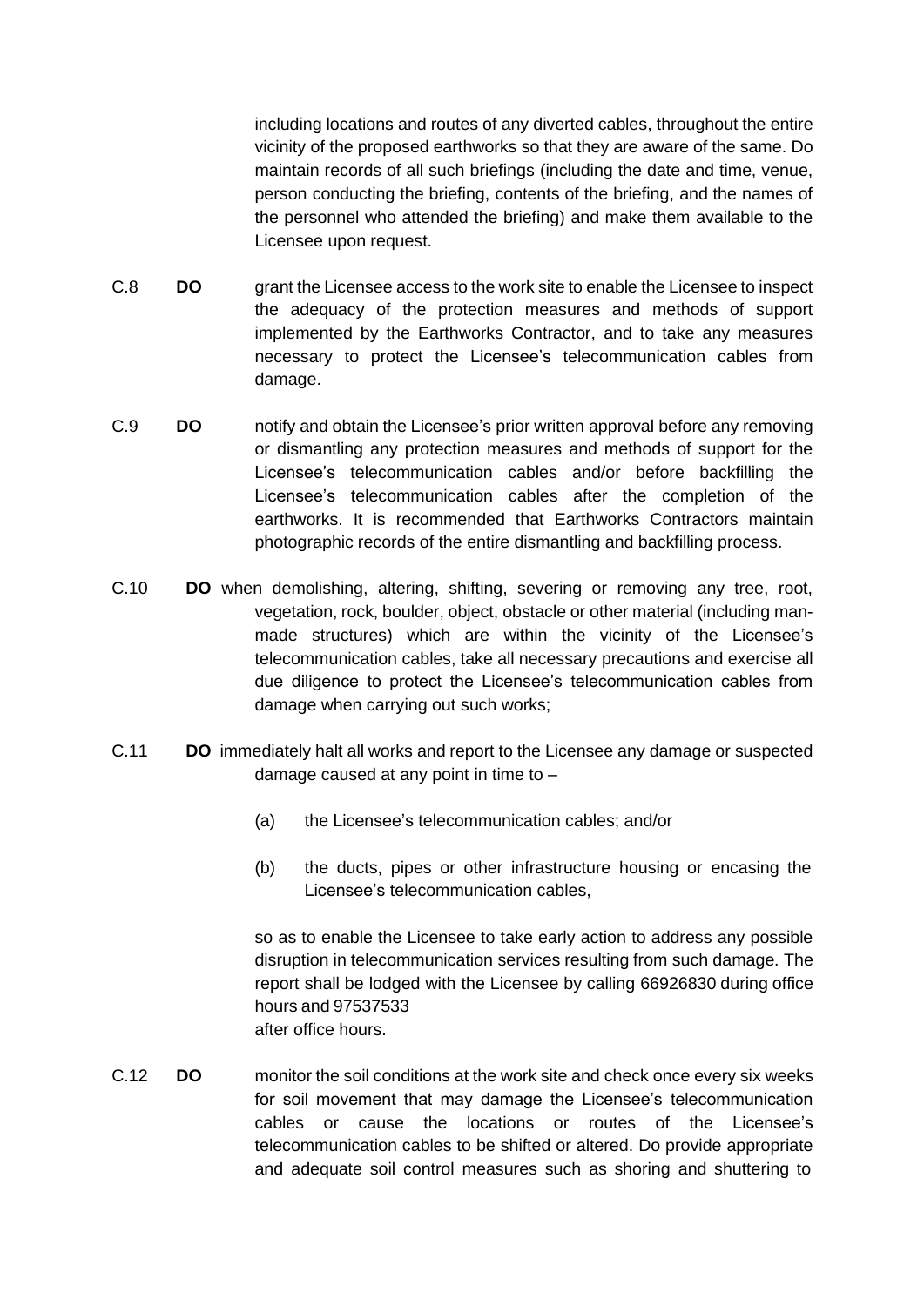including locations and routes of any diverted cables, throughout the entire vicinity of the proposed earthworks so that they are aware of the same. Do maintain records of all such briefings (including the date and time, venue, person conducting the briefing, contents of the briefing, and the names of the personnel who attended the briefing) and make them available to the Licensee upon request.

C.8 **DO** grant the Licensee access to the work site to enable the Licensee to inspect the adequacy of the protection measures and methods of support implemented by the Earthworks Contractor, and to take any measures necessary to protect the Licensee's telecommunication cables from damage.

C.9 **DO** notify and obtain the Licensee's prior written approval before any removing or dismantling any protection measures and methods of support for the Licensee's telecommunication cables and/or before backfilling the Licensee's telecommunication cables after the completion of the earthworks. It is recommended that Earthworks Contractors maintain photographic records of the entire dismantling and backfilling process.

C.10 **DO** when demolishing, altering, shifting, severing or removing any tree, root, vegetation, rock, boulder, object, obstacle or other material (including man-made structures) which are within the vicinity of the Licensee's telecommunication cables, take all necessary precautions and exercise all due diligence to protect the Licensee's telecommunication cables from damage when carrying out such works;

C.11 **DO** immediately halt all works and report to the Licensee any damage or suspected damage caused at any point in time to –

(a) the Licensee's telecommunication cables; and/or

(b) the ducts, pipes or other infrastructure housing or encasing the Licensee's telecommunication cables,

so as to enable the Licensee to take early action to address any possible disruption in telecommunication services resulting from such damage. The report shall be lodged with the Licensee by calling 66926830 during office hours and 97537533
after office hours.

C.12 **DO** monitor the soil conditions at the work site and check once every six weeks for soil movement that may damage the Licensee's telecommunication cables or cause the locations or routes of the Licensee's telecommunication cables to be shifted or altered. Do provide appropriate and adequate soil control measures such as shoring and shuttering to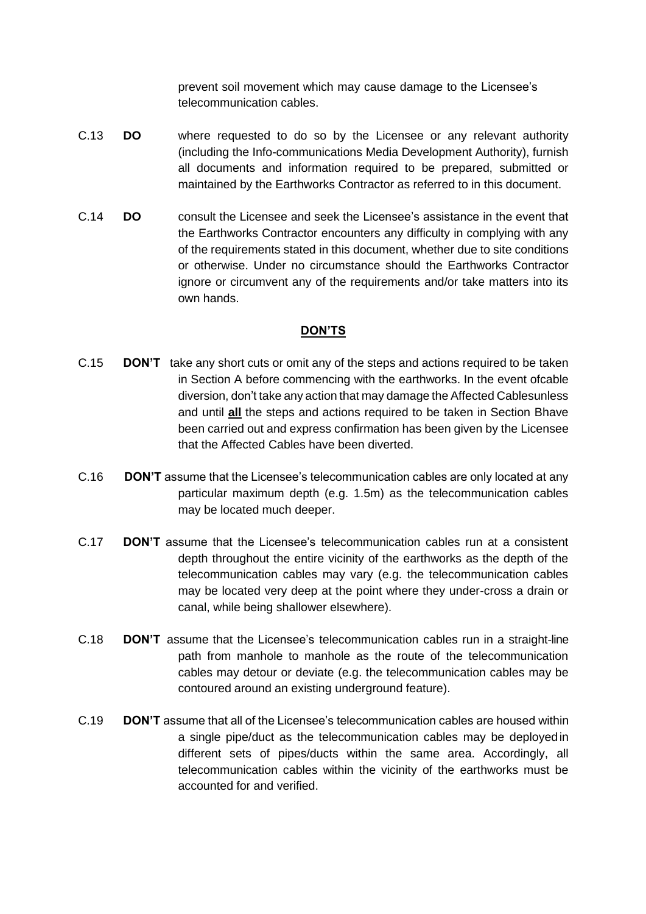prevent soil movement which may cause damage to the Licensee's telecommunication cables.

C.13 **DO** where requested to do so by the Licensee or any relevant authority (including the Info-communications Media Development Authority), furnish all documents and information required to be prepared, submitted or maintained by the Earthworks Contractor as referred to in this document.

C.14 **DO** consult the Licensee and seek the Licensee's assistance in the event that the Earthworks Contractor encounters any difficulty in complying with any of the requirements stated in this document, whether due to site conditions or otherwise. Under no circumstance should the Earthworks Contractor ignore or circumvent any of the requirements and/or take matters into its own hands.

## **DON'TS**

C.15 **DON'T** take any short cuts or omit any of the steps and actions required to be taken in Section A before commencing with the earthworks. In the event ofcable diversion, don't take any action that may damage the Affected Cablesunless and until **all** the steps and actions required to be taken in Section Bhave been carried out and express confirmation has been given by the Licensee that the Affected Cables have been diverted.

C.16 **DON'T** assume that the Licensee's telecommunication cables are only located at any particular maximum depth (e.g. 1.5m) as the telecommunication cables may be located much deeper.

C.17 **DON'T** assume that the Licensee's telecommunication cables run at a consistent depth throughout the entire vicinity of the earthworks as the depth of the telecommunication cables may vary (e.g. the telecommunication cables may be located very deep at the point where they under-cross a drain or canal, while being shallower elsewhere).

C.18 **DON'T** assume that the Licensee's telecommunication cables run in a straight-line path from manhole to manhole as the route of the telecommunication cables may detour or deviate (e.g. the telecommunication cables may be contoured around an existing underground feature).

C.19 **DON'T** assume that all of the Licensee's telecommunication cables are housed within a single pipe/duct as the telecommunication cables may be deployedin different sets of pipes/ducts within the same area. Accordingly, all telecommunication cables within the vicinity of the earthworks must be accounted for and verified.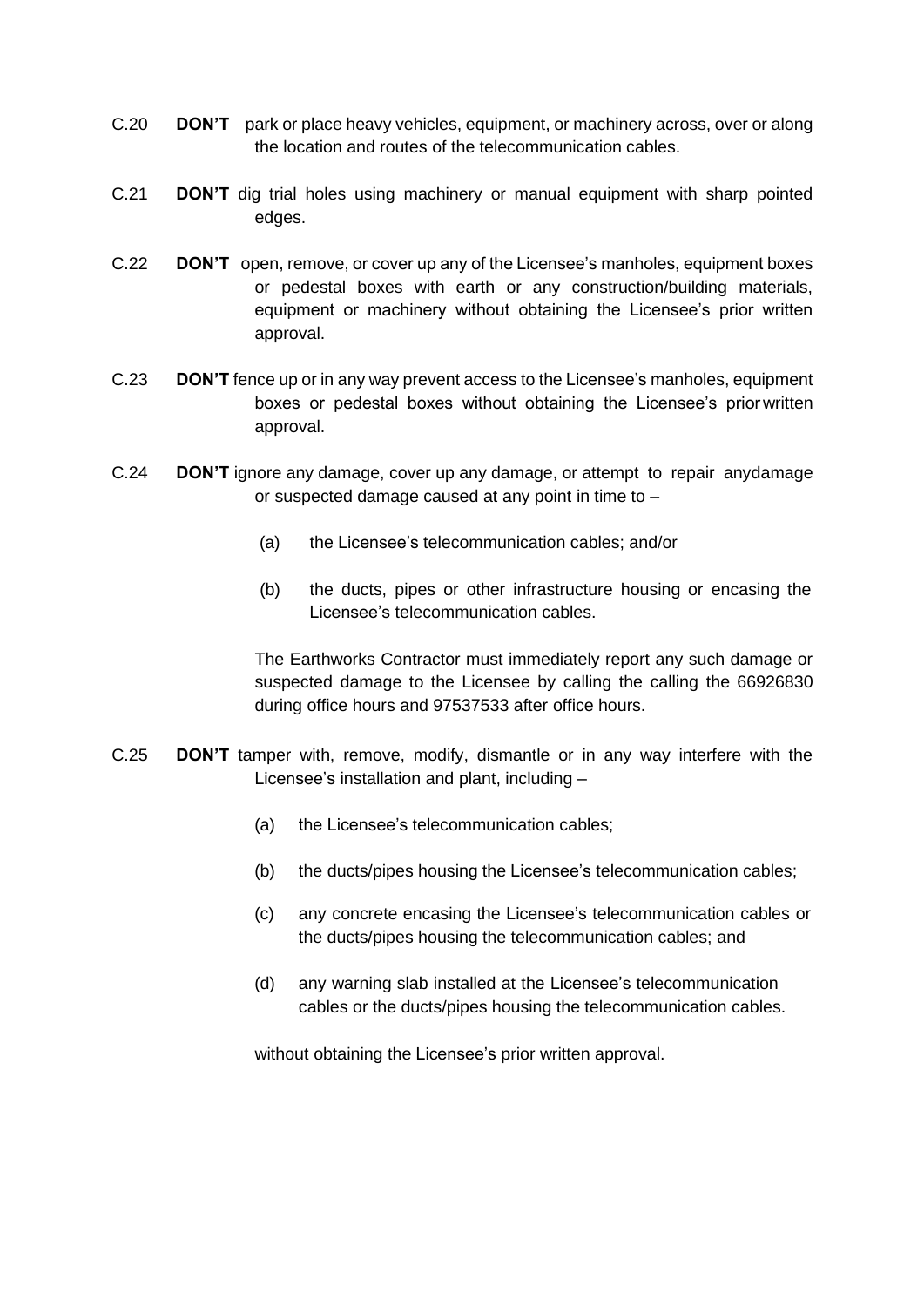C.20 **DON'T** park or place heavy vehicles, equipment, or machinery across, over or along the location and routes of the telecommunication cables.

C.21 **DON'T** dig trial holes using machinery or manual equipment with sharp pointed edges.

C.22 **DON'T** open, remove, or cover up any of the Licensee's manholes, equipment boxes or pedestal boxes with earth or any construction/building materials, equipment or machinery without obtaining the Licensee's prior written approval.

C.23 **DON'T** fence up or in any way prevent access to the Licensee's manholes, equipment boxes or pedestal boxes without obtaining the Licensee's prior written approval.

C.24 **DON'T** ignore any damage, cover up any damage, or attempt to repair anydamage or suspected damage caused at any point in time to –

(a) the Licensee's telecommunication cables; and/or

(b) the ducts, pipes or other infrastructure housing or encasing the Licensee's telecommunication cables.

The Earthworks Contractor must immediately report any such damage or suspected damage to the Licensee by calling the calling the 66926830 during office hours and 97537533 after office hours.

C.25 **DON'T** tamper with, remove, modify, dismantle or in any way interfere with the Licensee's installation and plant, including –

(a) the Licensee's telecommunication cables;

(b) the ducts/pipes housing the Licensee's telecommunication cables;

(c) any concrete encasing the Licensee's telecommunication cables or the ducts/pipes housing the telecommunication cables; and

(d) any warning slab installed at the Licensee's telecommunication cables or the ducts/pipes housing the telecommunication cables.

without obtaining the Licensee's prior written approval.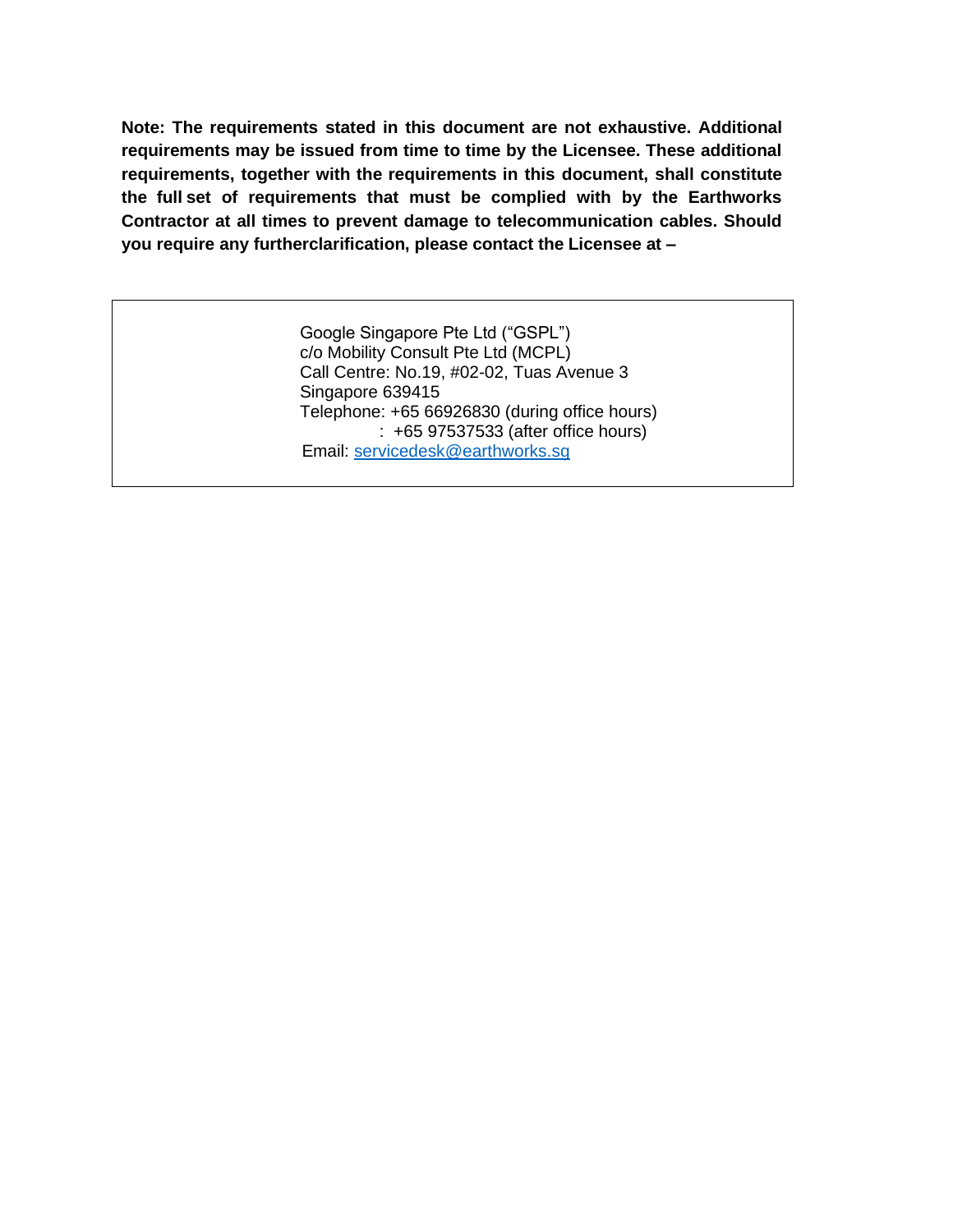**Note: The requirements stated in this document are not exhaustive. Additional requirements may be issued from time to time by the Licensee. These additional requirements, together with the requirements in this document, shall constitute the full set of requirements that must be complied with by the Earthworks Contractor at all times to prevent damage to telecommunication cables. Should you require any furtherclarification, please contact the Licensee at –**

Google Singapore Pte Ltd ("GSPL")
c/o Mobility Consult Pte Ltd (MCPL)
Call Centre: No.19, #02-02, Tuas Avenue 3
Singapore 639415
Telephone: +65 66926830 (during office hours)
: +65 97537533 (after office hours)
Email: servicedesk@earthworks.sg